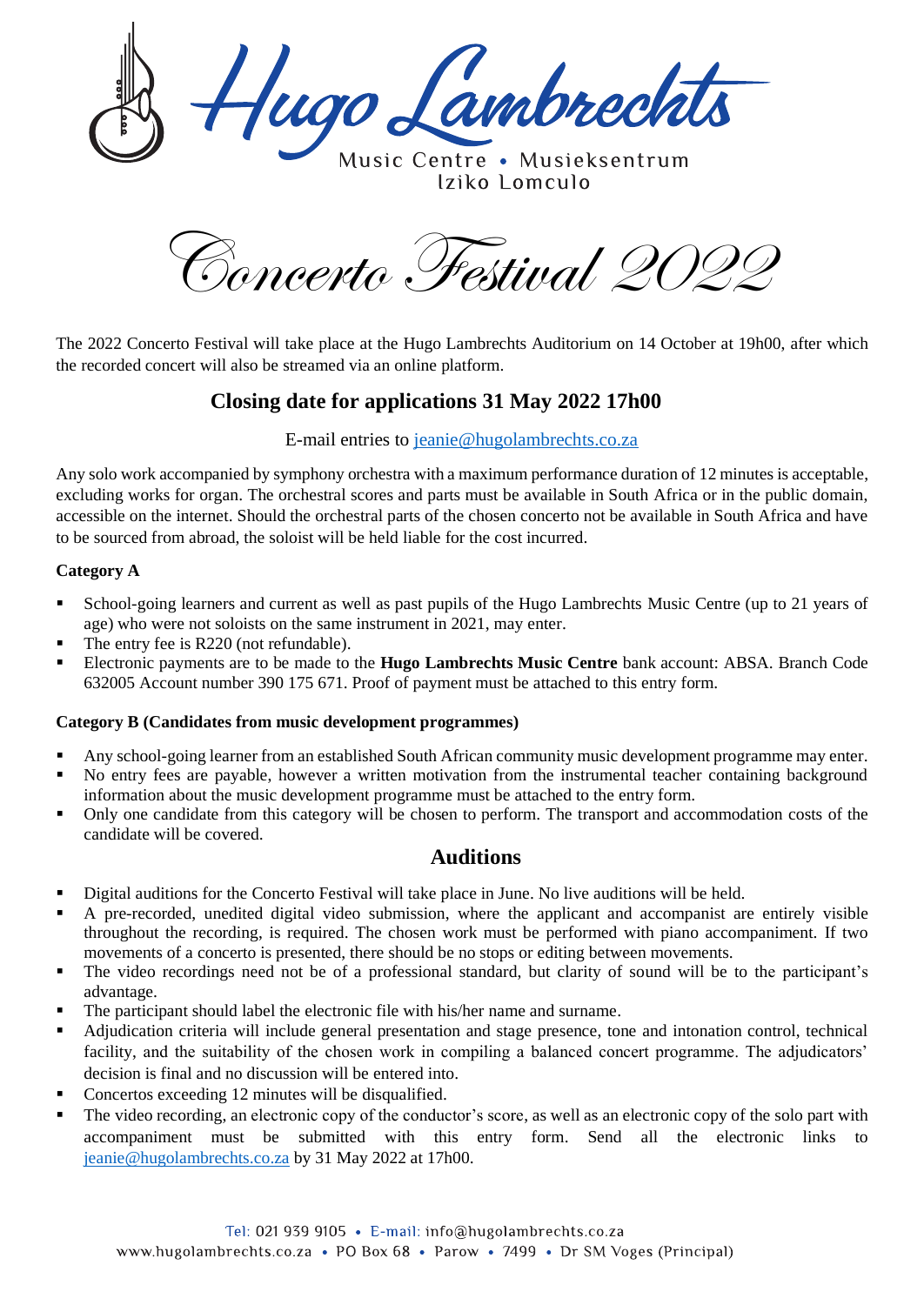# Hugo Lambrechts

Music Centre • Musieksentrum
Iziko Lomculo

# Concerto Festival 2022

The 2022 Concerto Festival will take place at the Hugo Lambrechts Auditorium on 14 October at 19h00, after which the recorded concert will also be streamed via an online platform.

## Closing date for applications 31 May 2022 17h00

E-mail entries to jeanie@hugolambrechts.co.za

Any solo work accompanied by symphony orchestra with a maximum performance duration of 12 minutes is acceptable, excluding works for organ. The orchestral scores and parts must be available in South Africa or in the public domain, accessible on the internet. Should the orchestral parts of the chosen concerto not be available in South Africa and have to be sourced from abroad, the soloist will be held liable for the cost incurred.

**Category A**

- School-going learners and current as well as past pupils of the Hugo Lambrechts Music Centre (up to 21 years of age) who were not soloists on the same instrument in 2021, may enter.
- The entry fee is R220 (not refundable).
- Electronic payments are to be made to the **Hugo Lambrechts Music Centre** bank account: ABSA. Branch Code 632005 Account number 390 175 671. Proof of payment must be attached to this entry form.

**Category B (Candidates from music development programmes)**

- Any school-going learner from an established South African community music development programme may enter.
- No entry fees are payable, however a written motivation from the instrumental teacher containing background information about the music development programme must be attached to the entry form.
- Only one candidate from this category will be chosen to perform. The transport and accommodation costs of the candidate will be covered.

## Auditions

- Digital auditions for the Concerto Festival will take place in June. No live auditions will be held.
- A pre-recorded, unedited digital video submission, where the applicant and accompanist are entirely visible throughout the recording, is required. The chosen work must be performed with piano accompaniment. If two movements of a concerto is presented, there should be no stops or editing between movements.
- The video recordings need not be of a professional standard, but clarity of sound will be to the participant's advantage.
- The participant should label the electronic file with his/her name and surname.
- Adjudication criteria will include general presentation and stage presence, tone and intonation control, technical facility, and the suitability of the chosen work in compiling a balanced concert programme. The adjudicators' decision is final and no discussion will be entered into.
- Concertos exceeding 12 minutes will be disqualified.
- The video recording, an electronic copy of the conductor's score, as well as an electronic copy of the solo part with accompaniment must be submitted with this entry form. Send all the electronic links to jeanie@hugolambrechts.co.za by 31 May 2022 at 17h00.

Tel: 021 939 9105 • E-mail: info@hugolambrechts.co.za
www.hugolambrechts.co.za • PO Box 68 • Parow • 7499 • Dr SM Voges (Principal)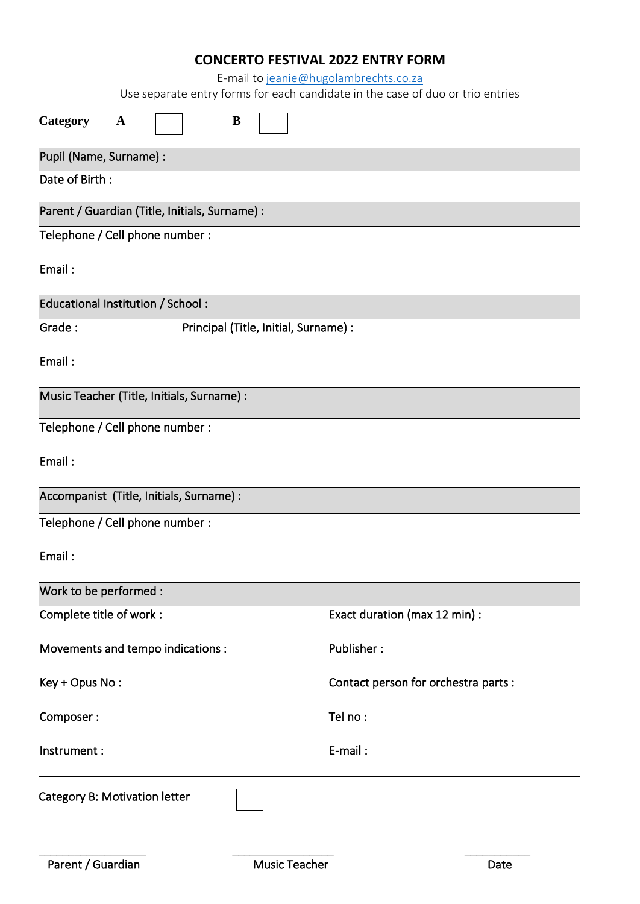# CONCERTO FESTIVAL 2022 ENTRY FORM

E-mail to jeanie@hugolambrechts.co.za

Use separate entry forms for each candidate in the case of duo or trio entries

**Category** **A** ☐ **B** ☐

| | |
|---|---|
| Pupil (Name, Surname) : | |
| Date of Birth : | |
| Parent / Guardian (Title, Initials, Surname) : | |
| Telephone / Cell phone number :<br><br>Email : | |
| Educational Institution / School : | |
| Grade : Principal (Title, Initial, Surname) :<br><br>Email : | |
| Music Teacher (Title, Initials, Surname) : | |
| Telephone / Cell phone number :<br><br>Email : | |
| Accompanist (Title, Initials, Surname) : | |
| Telephone / Cell phone number :<br><br>Email : | |
| Work to be performed : | |
| Complete title of work :<br><br>Movements and tempo indications :<br><br>Key + Opus No :<br><br>Composer :<br><br>Instrument : | Exact duration (max 12 min) :<br><br>Publisher :<br><br>Contact person for orchestra parts :<br><br>Tel no :<br><br>E-mail : |

Category B: Motivation letter ☐

\_\_\_\_\_\_\_\_\_\_\_\_\_\_\_\_\_\_ \_\_\_\_\_\_\_\_\_\_\_\_\_\_\_\_\_\_ \_\_\_\_\_\_\_\_\_\_\_\_

Parent / Guardian Music Teacher Date